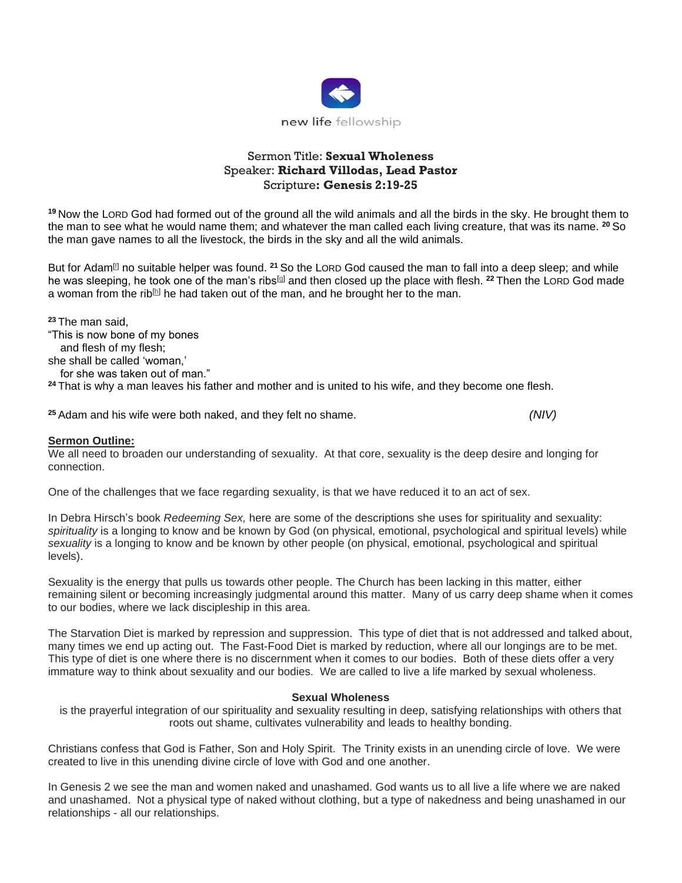new life fellowship

Sermon Title: **Sexual Wholeness**
Speaker: **Richard Villodas, Lead Pastor**
Scripture**: Genesis 2:19-25**

[19] Now the LORD God had formed out of the ground all the wild animals and all the birds in the sky. He brought them to the man to see what he would name them; and whatever the man called each living creature, that was its name. [20] So the man gave names to all the livestock, the birds in the sky and all the wild animals.

But for Adam[f] no suitable helper was found. [21] So the LORD God caused the man to fall into a deep sleep; and while he was sleeping, he took one of the man's ribs[g] and then closed up the place with flesh. [22] Then the LORD God made a woman from the rib[h] he had taken out of the man, and he brought her to the man.

[23] The man said,
"This is now bone of my bones
  and flesh of my flesh;
she shall be called 'woman,'
  for she was taken out of man."
[24] That is why a man leaves his father and mother and is united to his wife, and they become one flesh.

[25] Adam and his wife were both naked, and they felt no shame. *(NIV)*

**Sermon Outline:**

We all need to broaden our understanding of sexuality. At that core, sexuality is the deep desire and longing for connection.

One of the challenges that we face regarding sexuality, is that we have reduced it to an act of sex.

In Debra Hirsch's book *Redeeming Sex,* here are some of the descriptions she uses for spirituality and sexuality: *spirituality* is a longing to know and be known by God (on physical, emotional, psychological and spiritual levels) while *sexuality* is a longing to know and be known by other people (on physical, emotional, psychological and spiritual levels).

Sexuality is the energy that pulls us towards other people. The Church has been lacking in this matter, either remaining silent or becoming increasingly judgmental around this matter. Many of us carry deep shame when it comes to our bodies, where we lack discipleship in this area.

The Starvation Diet is marked by repression and suppression. This type of diet that is not addressed and talked about, many times we end up acting out. The Fast-Food Diet is marked by reduction, where all our longings are to be met. This type of diet is one where there is no discernment when it comes to our bodies. Both of these diets offer a very immature way to think about sexuality and our bodies. We are called to live a life marked by sexual wholeness.

**Sexual Wholeness**
is the prayerful integration of our spirituality and sexuality resulting in deep, satisfying relationships with others that roots out shame, cultivates vulnerability and leads to healthy bonding.

Christians confess that God is Father, Son and Holy Spirit. The Trinity exists in an unending circle of love. We were created to live in this unending divine circle of love with God and one another.

In Genesis 2 we see the man and women naked and unashamed. God wants us to all live a life where we are naked and unashamed. Not a physical type of naked without clothing, but a type of nakedness and being unashamed in our relationships - all our relationships.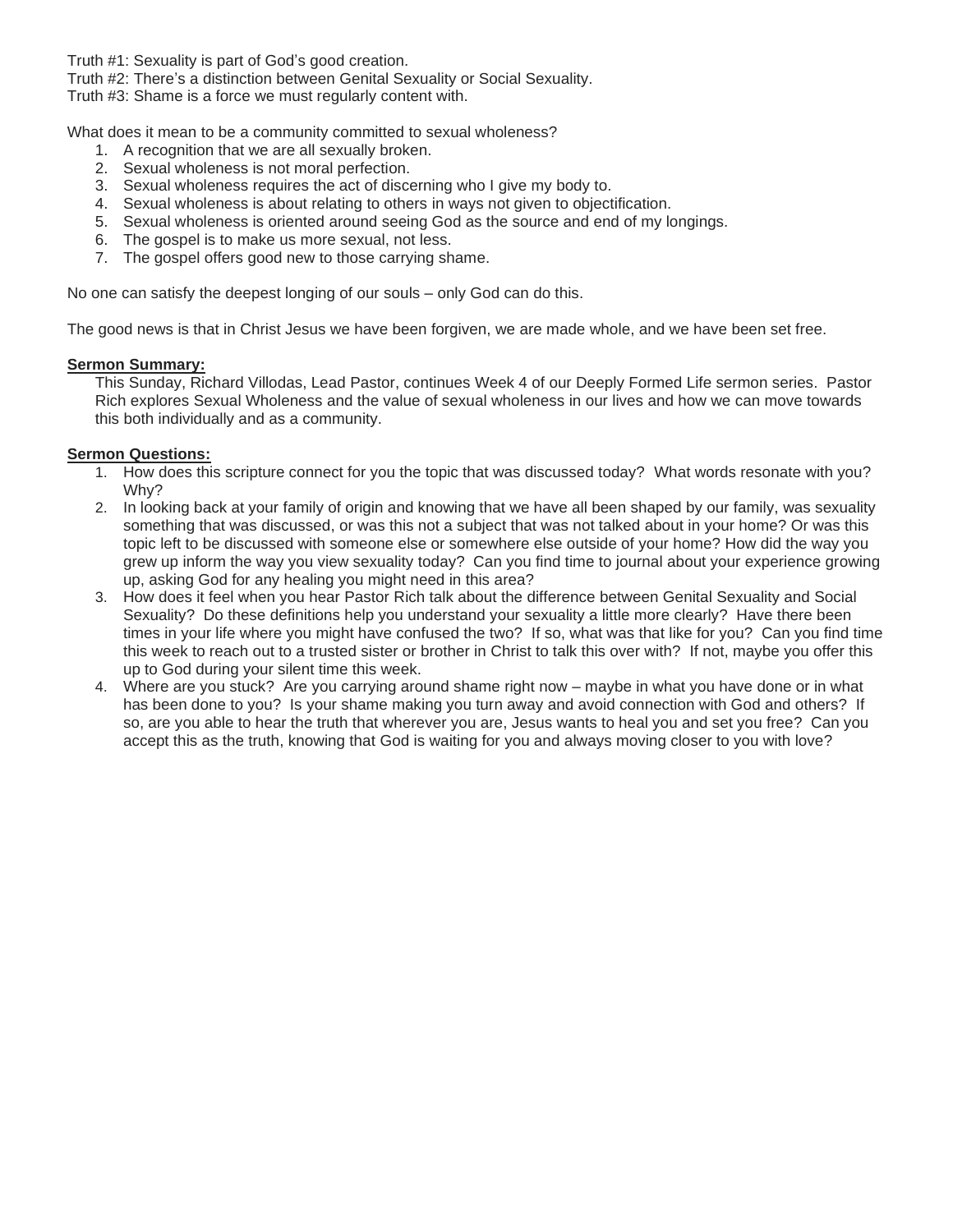Truth #1: Sexuality is part of God's good creation.
Truth #2: There's a distinction between Genital Sexuality or Social Sexuality.
Truth #3: Shame is a force we must regularly content with.

What does it mean to be a community committed to sexual wholeness?

1. A recognition that we are all sexually broken.
2. Sexual wholeness is not moral perfection.
3. Sexual wholeness requires the act of discerning who I give my body to.
4. Sexual wholeness is about relating to others in ways not given to objectification.
5. Sexual wholeness is oriented around seeing God as the source and end of my longings.
6. The gospel is to make us more sexual, not less.
7. The gospel offers good new to those carrying shame.

No one can satisfy the deepest longing of our souls – only God can do this.

The good news is that in Christ Jesus we have been forgiven, we are made whole, and we have been set free.

**Sermon Summary:**

This Sunday, Richard Villodas, Lead Pastor, continues Week 4 of our Deeply Formed Life sermon series. Pastor Rich explores Sexual Wholeness and the value of sexual wholeness in our lives and how we can move towards this both individually and as a community.

**Sermon Questions:**

1. How does this scripture connect for you the topic that was discussed today? What words resonate with you? Why?
2. In looking back at your family of origin and knowing that we have all been shaped by our family, was sexuality something that was discussed, or was this not a subject that was not talked about in your home? Or was this topic left to be discussed with someone else or somewhere else outside of your home? How did the way you grew up inform the way you view sexuality today? Can you find time to journal about your experience growing up, asking God for any healing you might need in this area?
3. How does it feel when you hear Pastor Rich talk about the difference between Genital Sexuality and Social Sexuality? Do these definitions help you understand your sexuality a little more clearly? Have there been times in your life where you might have confused the two? If so, what was that like for you? Can you find time this week to reach out to a trusted sister or brother in Christ to talk this over with? If not, maybe you offer this up to God during your silent time this week.
4. Where are you stuck? Are you carrying around shame right now – maybe in what you have done or in what has been done to you? Is your shame making you turn away and avoid connection with God and others? If so, are you able to hear the truth that wherever you are, Jesus wants to heal you and set you free? Can you accept this as the truth, knowing that God is waiting for you and always moving closer to you with love?